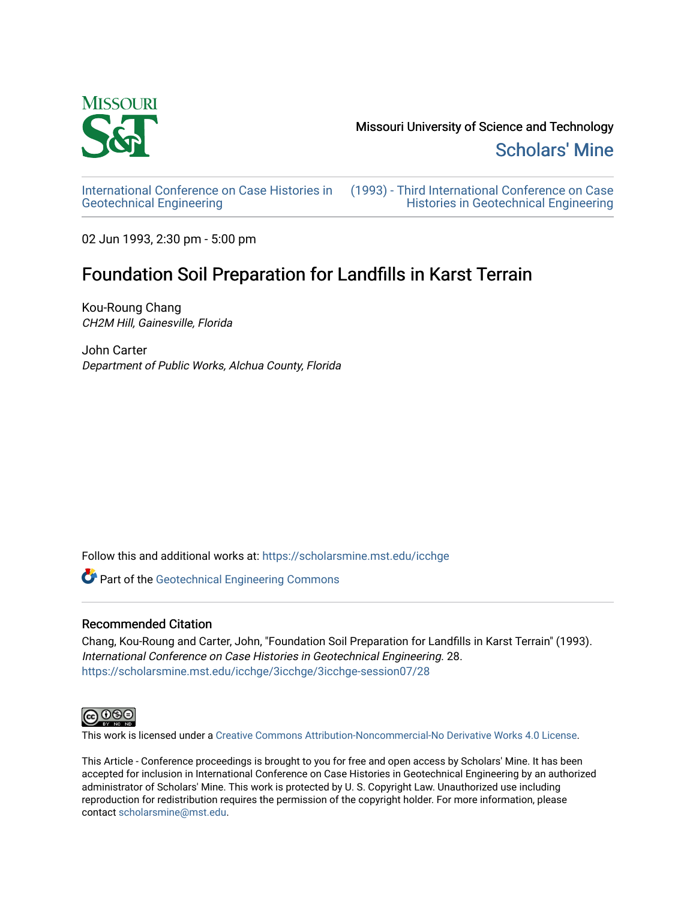Missouri University of Science and Technology

Scholars' Mine

International Conference on Case Histories in Geotechnical Engineering

(1993) - Third International Conference on Case Histories in Geotechnical Engineering

02 Jun 1993, 2:30 pm - 5:00 pm

# Foundation Soil Preparation for Landfills in Karst Terrain

Kou-Roung Chang
*CH2M Hill, Gainesville, Florida*

John Carter
*Department of Public Works, Alchua County, Florida*

Follow this and additional works at: https://scholarsmine.mst.edu/icchge

Part of the Geotechnical Engineering Commons

## Recommended Citation

Chang, Kou-Roung and Carter, John, "Foundation Soil Preparation for Landfills in Karst Terrain" (1993). *International Conference on Case Histories in Geotechnical Engineering*. 28.
https://scholarsmine.mst.edu/icchge/3icchge/3icchge-session07/28

This work is licensed under a Creative Commons Attribution-Noncommercial-No Derivative Works 4.0 License.

This Article - Conference proceedings is brought to you for free and open access by Scholars' Mine. It has been accepted for inclusion in International Conference on Case Histories in Geotechnical Engineering by an authorized administrator of Scholars' Mine. This work is protected by U. S. Copyright Law. Unauthorized use including reproduction for redistribution requires the permission of the copyright holder. For more information, please contact scholarsmine@mst.edu.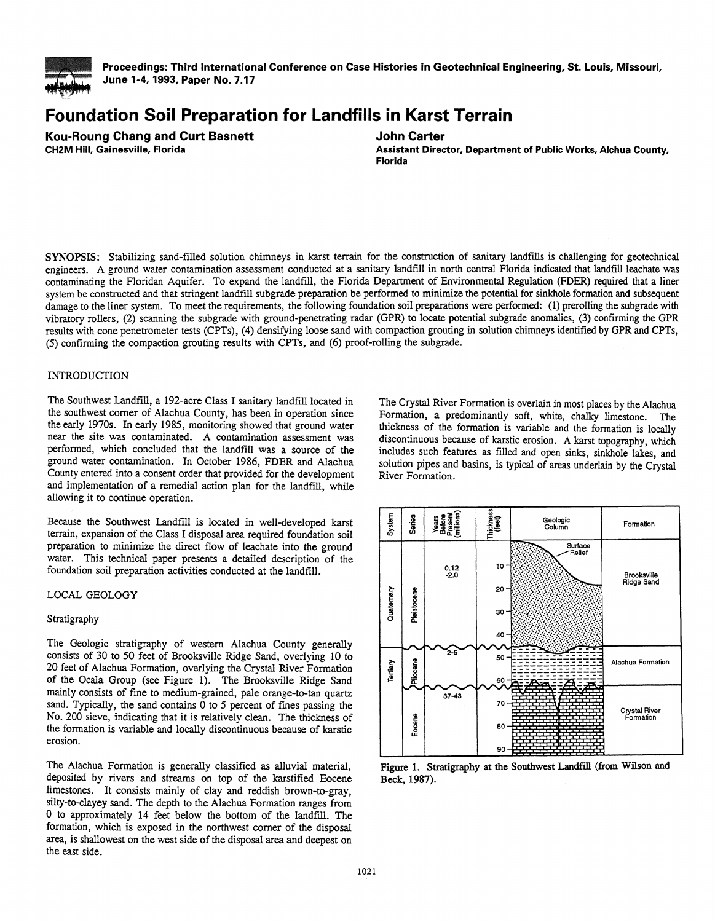# Foundation Soil Preparation for Landfills in Karst Terrain

**Kou-Roung Chang and Curt Basnett**
CH2M Hill, Gainesville, Florida

**John Carter**
Assistant Director, Department of Public Works, Alchua County, Florida

SYNOPSIS: Stabilizing sand-filled solution chimneys in karst terrain for the construction of sanitary landfills is challenging for geotechnical engineers. A ground water contamination assessment conducted at a sanitary landfill in north central Florida indicated that landfill leachate was contaminating the Floridan Aquifer. To expand the landfill, the Florida Department of Environmental Regulation (FDER) required that a liner system be constructed and that stringent landfill subgrade preparation be performed to minimize the potential for sinkhole formation and subsequent damage to the liner system. To meet the requirements, the following foundation soil preparations were performed: (1) prerolling the subgrade with vibratory rollers, (2) scanning the subgrade with ground-penetrating radar (GPR) to locate potential subgrade anomalies, (3) confirming the GPR results with cone penetrometer tests (CPTs), (4) densifying loose sand with compaction grouting in solution chimneys identified by GPR and CPTs, (5) confirming the compaction grouting results with CPTs, and (6) proof-rolling the subgrade.

## INTRODUCTION

The Southwest Landfill, a 192-acre Class I sanitary landfill located in the southwest corner of Alachua County, has been in operation since the early 1970s. In early 1985, monitoring showed that ground water near the site was contaminated. A contamination assessment was performed, which concluded that the landfill was a source of the ground water contamination. In October 1986, FDER and Alachua County entered into a consent order that provided for the development and implementation of a remedial action plan for the landfill, while allowing it to continue operation.

Because the Southwest Landfill is located in well-developed karst terrain, expansion of the Class I disposal area required foundation soil preparation to minimize the direct flow of leachate into the ground water. This technical paper presents a detailed description of the foundation soil preparation activities conducted at the landfill.

## LOCAL GEOLOGY

### Stratigraphy

The Geologic stratigraphy of western Alachua County generally consists of 30 to 50 feet of Brooksville Ridge Sand, overlying 10 to 20 feet of Alachua Formation, overlying the Crystal River Formation of the Ocala Group (see Figure 1). The Brooksville Ridge Sand mainly consists of fine to medium-grained, pale orange-to-tan quartz sand. Typically, the sand contains 0 to 5 percent of fines passing the No. 200 sieve, indicating that it is relatively clean. The thickness of the formation is variable and locally discontinuous because of karstic erosion.

The Alachua Formation is generally classified as alluvial material, deposited by rivers and streams on top of the karstified Eocene limestones. It consists mainly of clay and reddish brown-to-gray, silty-to-clayey sand. The depth to the Alachua Formation ranges from 0 to approximately 14 feet below the bottom of the landfill. The formation, which is exposed in the northwest corner of the disposal area, is shallowest on the west side of the disposal area and deepest on the east side.

The Crystal River Formation is overlain in most places by the Alachua Formation, a predominantly soft, white, chalky limestone. The thickness of the formation is variable and the formation is locally discontinuous because of karstic erosion. A karst topography, which includes such features as filled and open sinks, sinkhole lakes, and solution pipes and basins, is typical of areas underlain by the Crystal River Formation.

| System | Series | Years Before Present (millions) | Thickness (feet) | Geologic Column | Formation |
|---|---|---|---|---|---|
| Quaternary | Pleistocene | 0.12 -2.0 | 10–40 | Surface Relief | Brooksville Ridge Sand |
| Tertiary | Pliocene | 2-5 | 50–60 | | Alachua Formation |
| | Eocene | 37-43 | 70–90 | | Crystal River Formation |

Figure 1. Stratigraphy at the Southwest Landfill (from Wilson and Beck, 1987).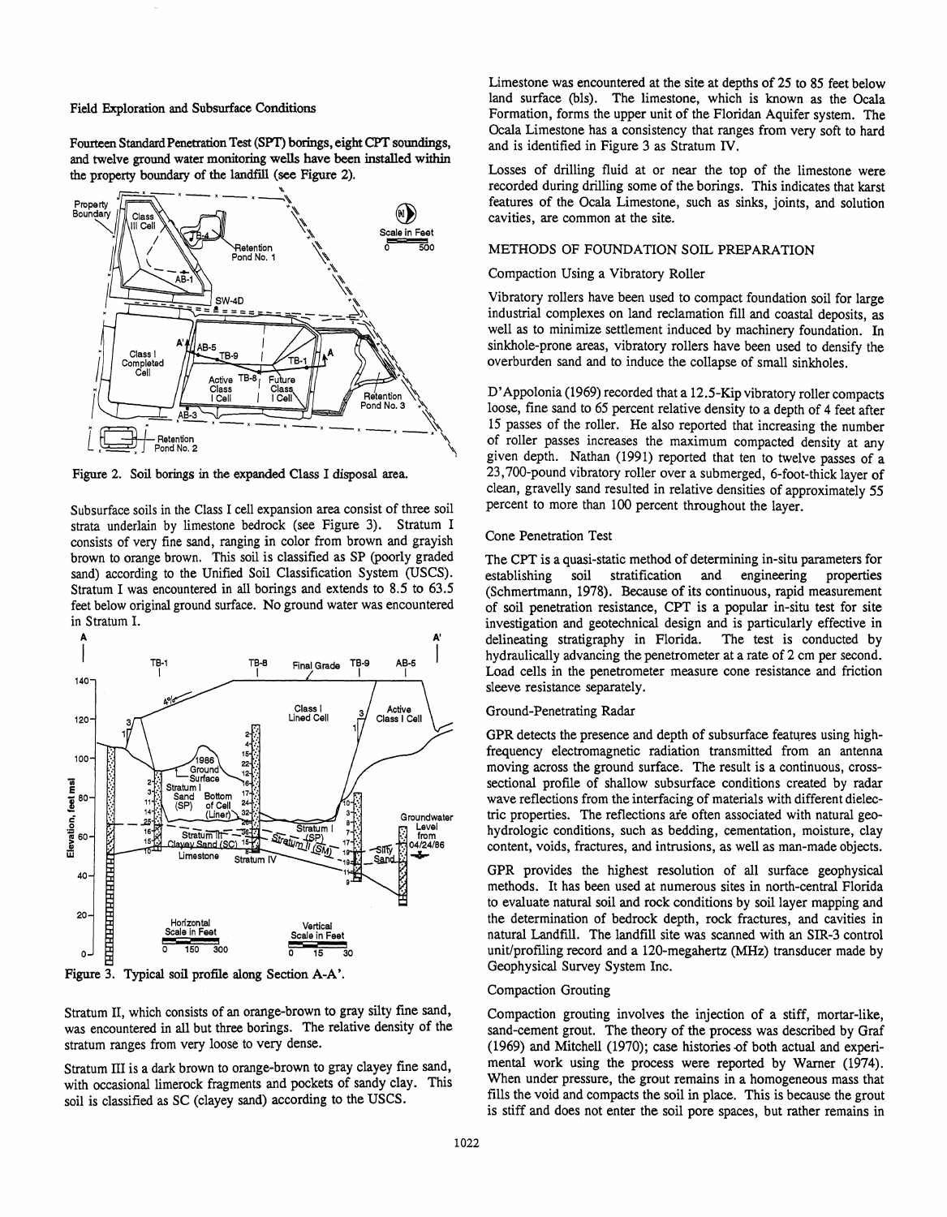Field Exploration and Subsurface Conditions

**Fourteen Standard Penetration Test (SPT) borings, eight CPT soundings, and twelve ground water monitoring wells have been installed within the property boundary of the landfill (see Figure 2).**

Figure 2. Soil borings in the expanded Class I disposal area.

Subsurface soils in the Class I cell expansion area consist of three soil strata underlain by limestone bedrock (see Figure 3). Stratum I consists of very fine sand, ranging in color from brown and grayish brown to orange brown. This soil is classified as SP (poorly graded sand) according to the Unified Soil Classification System (USCS). Stratum I was encountered in all borings and extends to 8.5 to 63.5 feet below original ground surface. No ground water was encountered in Stratum I.

Figure 3. Typical soil profile along Section A-A'.

Stratum II, which consists of an orange-brown to gray silty fine sand, was encountered in all but three borings. The relative density of the stratum ranges from very loose to very dense.

Stratum III is a dark brown to orange-brown to gray clayey fine sand, with occasional limerock fragments and pockets of sandy clay. This soil is classified as SC (clayey sand) according to the USCS.

Limestone was encountered at the site at depths of 25 to 85 feet below land surface (bls). The limestone, which is known as the Ocala Formation, forms the upper unit of the Floridan Aquifer system. The Ocala Limestone has a consistency that ranges from very soft to hard and is identified in Figure 3 as Stratum IV.

Losses of drilling fluid at or near the top of the limestone were recorded during drilling some of the borings. This indicates that karst features of the Ocala Limestone, such as sinks, joints, and solution cavities, are common at the site.

## METHODS OF FOUNDATION SOIL PREPARATION

### Compaction Using a Vibratory Roller

Vibratory rollers have been used to compact foundation soil for large industrial complexes on land reclamation fill and coastal deposits, as well as to minimize settlement induced by machinery foundation. In sinkhole-prone areas, vibratory rollers have been used to densify the overburden sand and to induce the collapse of small sinkholes.

D'Appolonia (1969) recorded that a 12.5-Kip vibratory roller compacts loose, fine sand to 65 percent relative density to a depth of 4 feet after 15 passes of the roller. He also reported that increasing the number of roller passes increases the maximum compacted density at any given depth. Nathan (1991) reported that ten to twelve passes of a 23,700-pound vibratory roller over a submerged, 6-foot-thick layer of clean, gravelly sand resulted in relative densities of approximately 55 percent to more than 100 percent throughout the layer.

### Cone Penetration Test

The CPT is a quasi-static method of determining in-situ parameters for establishing soil stratification and engineering properties (Schmertmann, 1978). Because of its continuous, rapid measurement of soil penetration resistance, CPT is a popular in-situ test for site investigation and geotechnical design and is particularly effective in delineating stratigraphy in Florida. The test is conducted by hydraulically advancing the penetrometer at a rate of 2 cm per second. Load cells in the penetrometer measure cone resistance and friction sleeve resistance separately.

### Ground-Penetrating Radar

GPR detects the presence and depth of subsurface features using high-frequency electromagnetic radiation transmitted from an antenna moving across the ground surface. The result is a continuous, cross-sectional profile of shallow subsurface conditions created by radar wave reflections from the interfacing of materials with different dielectric properties. The reflections are often associated with natural geohydrologic conditions, such as bedding, cementation, moisture, clay content, voids, fractures, and intrusions, as well as man-made objects.

GPR provides the highest resolution of all surface geophysical methods. It has been used at numerous sites in north-central Florida to evaluate natural soil and rock conditions by soil layer mapping and the determination of bedrock depth, rock fractures, and cavities in natural Landfill. The landfill site was scanned with an SIR-3 control unit/profiling record and a 120-megahertz (MHz) transducer made by Geophysical Survey System Inc.

### Compaction Grouting

Compaction grouting involves the injection of a stiff, mortar-like, sand-cement grout. The theory of the process was described by Graf (1969) and Mitchell (1970); case histories of both actual and experimental work using the process were reported by Warner (1974). When under pressure, the grout remains in a homogeneous mass that fills the void and compacts the soil in place. This is because the grout is stiff and does not enter the soil pore spaces, but rather remains in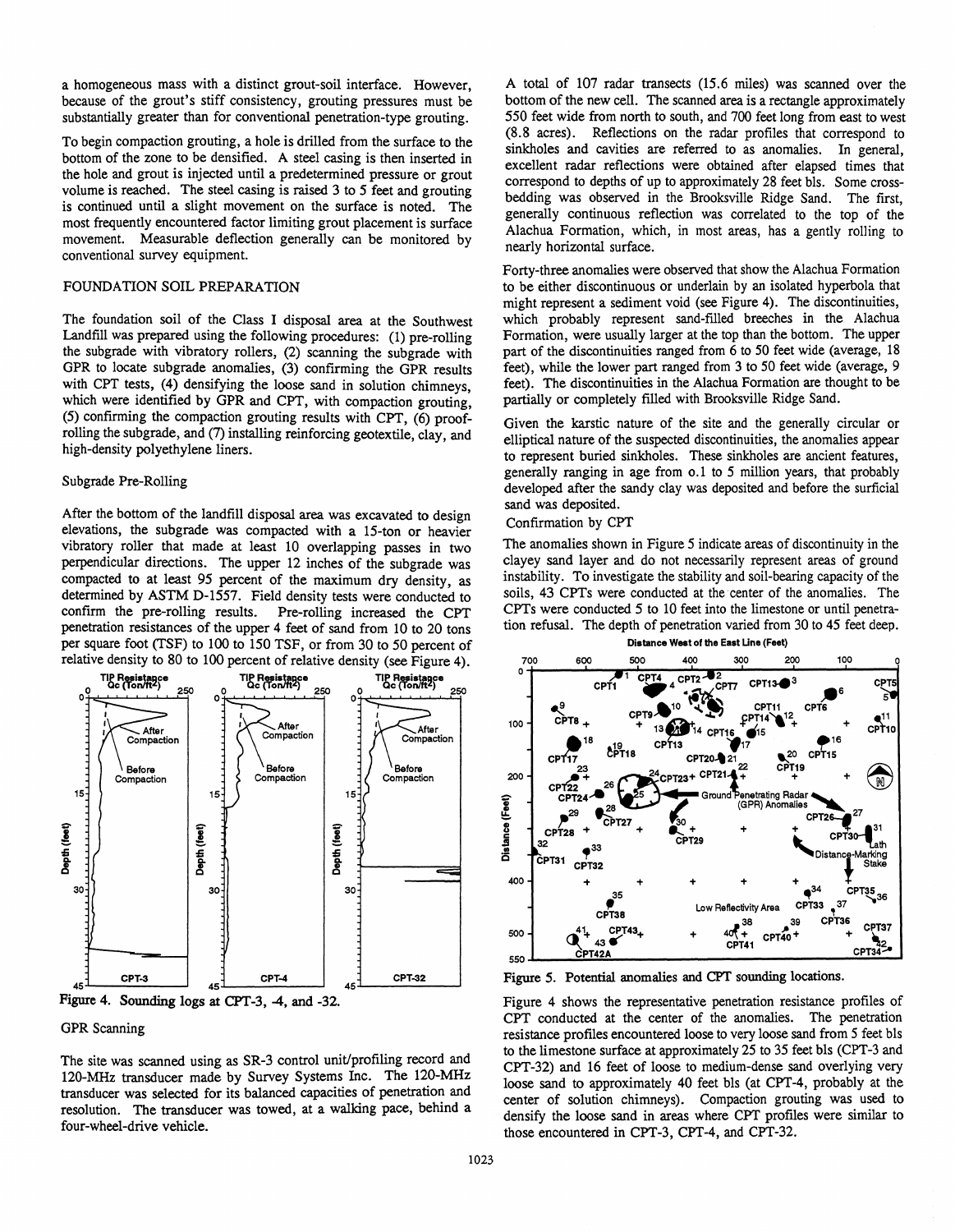a homogeneous mass with a distinct grout-soil interface. However, because of the grout's stiff consistency, grouting pressures must be substantially greater than for conventional penetration-type grouting.

To begin compaction grouting, a hole is drilled from the surface to the bottom of the zone to be densified. A steel casing is then inserted in the hole and grout is injected until a predetermined pressure or grout volume is reached. The steel casing is raised 3 to 5 feet and grouting is continued until a slight movement on the surface is noted. The most frequently encountered factor limiting grout placement is surface movement. Measurable deflection generally can be monitored by conventional survey equipment.

## FOUNDATION SOIL PREPARATION

The foundation soil of the Class I disposal area at the Southwest Landfill was prepared using the following procedures: (1) pre-rolling the subgrade with vibratory rollers, (2) scanning the subgrade with GPR to locate subgrade anomalies, (3) confirming the GPR results with CPT tests, (4) densifying the loose sand in solution chimneys, which were identified by GPR and CPT, with compaction grouting, (5) confirming the compaction grouting results with CPT, (6) proof-rolling the subgrade, and (7) installing reinforcing geotextile, clay, and high-density polyethylene liners.

### Subgrade Pre-Rolling

After the bottom of the landfill disposal area was excavated to design elevations, the subgrade was compacted with a 15-ton or heavier vibratory roller that made at least 10 overlapping passes in two perpendicular directions. The upper 12 inches of the subgrade was compacted to at least 95 percent of the maximum dry density, as determined by ASTM D-1557. Field density tests were conducted to confirm the pre-rolling results. Pre-rolling increased the CPT penetration resistances of the upper 4 feet of sand from 10 to 20 tons per square foot (TSF) to 100 to 150 TSF, or from 30 to 50 percent of relative density to 80 to 100 percent of relative density (see Figure 4).

Figure 4. Sounding logs at CPT-3, -4, and -32.

### GPR Scanning

The site was scanned using as SR-3 control unit/profiling record and 120-MHz transducer made by Survey Systems Inc. The 120-MHz transducer was selected for its balanced capacities of penetration and resolution. The transducer was towed, at a walking pace, behind a four-wheel-drive vehicle.

A total of 107 radar transects (15.6 miles) was scanned over the bottom of the new cell. The scanned area is a rectangle approximately 550 feet wide from north to south, and 700 feet long from east to west (8.8 acres). Reflections on the radar profiles that correspond to sinkholes and cavities are referred to as anomalies. In general, excellent radar reflections were obtained after elapsed times that correspond to depths of up to approximately 28 feet bls. Some cross-bedding was observed in the Brooksville Ridge Sand. The first, generally continuous reflection was correlated to the top of the Alachua Formation, which, in most areas, has a gently rolling to nearly horizontal surface.

Forty-three anomalies were observed that show the Alachua Formation to be either discontinuous or underlain by an isolated hyperbola that might represent a sediment void (see Figure 4). The discontinuities, which probably represent sand-filled breeches in the Alachua Formation, were usually larger at the top than the bottom. The upper part of the discontinuities ranged from 6 to 50 feet wide (average, 18 feet), while the lower part ranged from 3 to 50 feet wide (average, 9 feet). The discontinuities in the Alachua Formation are thought to be partially or completely filled with Brooksville Ridge Sand.

Given the karstic nature of the site and the generally circular or elliptical nature of the suspected discontinuities, the anomalies appear to represent buried sinkholes. These sinkholes are ancient features, generally ranging in age from o.1 to 5 million years, that probably developed after the sandy clay was deposited and before the surficial sand was deposited.

### Confirmation by CPT

The anomalies shown in Figure 5 indicate areas of discontinuity in the clayey sand layer and do not necessarily represent areas of ground instability. To investigate the stability and soil-bearing capacity of the soils, 43 CPTs were conducted at the center of the anomalies. The CPTs were conducted 5 to 10 feet into the limestone or until penetration refusal. The depth of penetration varied from 30 to 45 feet deep.

Figure 5. Potential anomalies and CPT sounding locations.

Figure 4 shows the representative penetration resistance profiles of CPT conducted at the center of the anomalies. The penetration resistance profiles encountered loose to very loose sand from 5 feet bls to the limestone surface at approximately 25 to 35 feet bls (CPT-3 and CPT-32) and 16 feet of loose to medium-dense sand overlying very loose sand to approximately 40 feet bls (at CPT-4, probably at the center of solution chimneys). Compaction grouting was used to densify the loose sand in areas where CPT profiles were similar to those encountered in CPT-3, CPT-4, and CPT-32.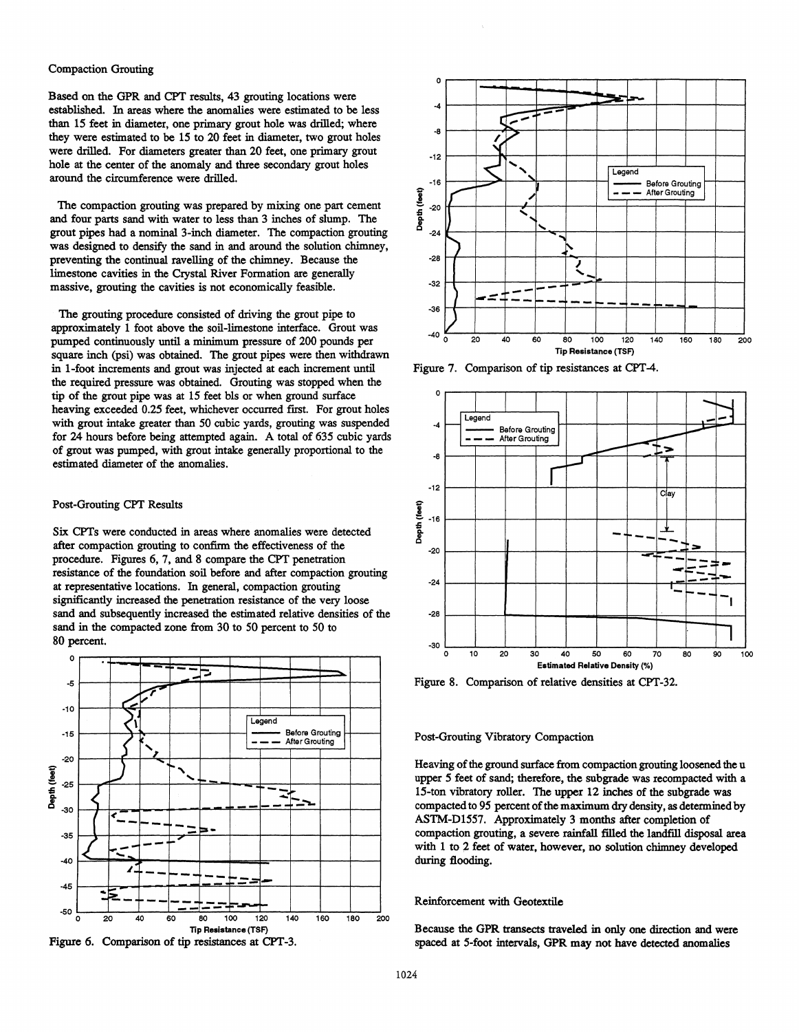### Compaction Grouting

Based on the GPR and CPT results, 43 grouting locations were established. In areas where the anomalies were estimated to be less than 15 feet in diameter, one primary grout hole was drilled; where they were estimated to be 15 to 20 feet in diameter, two grout holes were drilled. For diameters greater than 20 feet, one primary grout hole at the center of the anomaly and three secondary grout holes around the circumference were drilled.

The compaction grouting was prepared by mixing one part cement and four parts sand with water to less than 3 inches of slump. The grout pipes had a nominal 3-inch diameter. The compaction grouting was designed to densify the sand in and around the solution chimney, preventing the continual ravelling of the chimney. Because the limestone cavities in the Crystal River Formation are generally massive, grouting the cavities is not economically feasible.

The grouting procedure consisted of driving the grout pipe to approximately 1 foot above the soil-limestone interface. Grout was pumped continuously until a minimum pressure of 200 pounds per square inch (psi) was obtained. The grout pipes were then withdrawn in 1-foot increments and grout was injected at each increment until the required pressure was obtained. Grouting was stopped when the tip of the grout pipe was at 15 feet bls or when ground surface heaving exceeded 0.25 feet, whichever occurred first. For grout holes with grout intake greater than 50 cubic yards, grouting was suspended for 24 hours before being attempted again. A total of 635 cubic yards of grout was pumped, with grout intake generally proportional to the estimated diameter of the anomalies.

### Post-Grouting CPT Results

Six CPTs were conducted in areas where anomalies were detected after compaction grouting to confirm the effectiveness of the procedure. Figures 6, 7, and 8 compare the CPT penetration resistance of the foundation soil before and after compaction grouting at representative locations. In general, compaction grouting significantly increased the penetration resistance of the very loose sand and subsequently increased the estimated relative densities of the sand in the compacted zone from 30 to 50 percent to 50 to 80 percent.

Figure 6. Comparison of tip resistances at CPT-3.

Figure 7. Comparison of tip resistances at CPT-4.

Figure 8. Comparison of relative densities at CPT-32.

### Post-Grouting Vibratory Compaction

Heaving of the ground surface from compaction grouting loosened the u upper 5 feet of sand; therefore, the subgrade was recompacted with a 15-ton vibratory roller. The upper 12 inches of the subgrade was compacted to 95 percent of the maximum dry density, as determined by ASTM-D1557. Approximately 3 months after completion of compaction grouting, a severe rainfall filled the landfill disposal area with 1 to 2 feet of water, however, no solution chimney developed during flooding.

### Reinforcement with Geotextile

Because the GPR transects traveled in only one direction and were spaced at 5-foot intervals, GPR may not have detected anomalies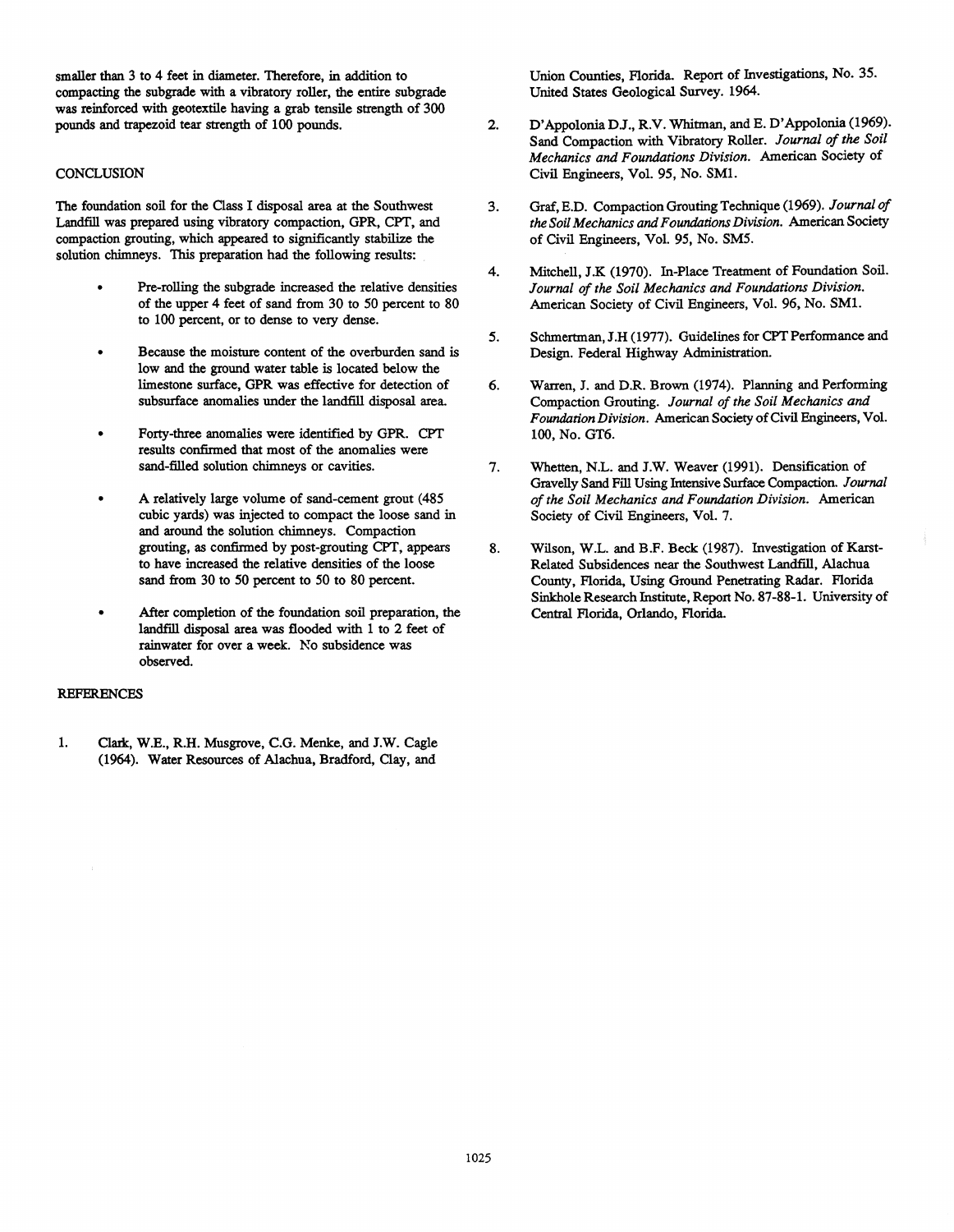smaller than 3 to 4 feet in diameter. Therefore, in addition to compacting the subgrade with a vibratory roller, the entire subgrade was reinforced with geotextile having a grab tensile strength of 300 pounds and trapezoid tear strength of 100 pounds.

## CONCLUSION

The foundation soil for the Class I disposal area at the Southwest Landfill was prepared using vibratory compaction, GPR, CPT, and compaction grouting, which appeared to significantly stabilize the solution chimneys. This preparation had the following results:

- Pre-rolling the subgrade increased the relative densities of the upper 4 feet of sand from 30 to 50 percent to 80 to 100 percent, or to dense to very dense.
- Because the moisture content of the overburden sand is low and the ground water table is located below the limestone surface, GPR was effective for detection of subsurface anomalies under the landfill disposal area.
- Forty-three anomalies were identified by GPR. CPT results confirmed that most of the anomalies were sand-filled solution chimneys or cavities.
- A relatively large volume of sand-cement grout (485 cubic yards) was injected to compact the loose sand in and around the solution chimneys. Compaction grouting, as confirmed by post-grouting CPT, appears to have increased the relative densities of the loose sand from 30 to 50 percent to 50 to 80 percent.
- After completion of the foundation soil preparation, the landfill disposal area was flooded with 1 to 2 feet of rainwater for over a week. No subsidence was observed.

## REFERENCES

1. Clark, W.E., R.H. Musgrove, C.G. Menke, and J.W. Cagle (1964). Water Resources of Alachua, Bradford, Clay, and Union Counties, Florida. Report of Investigations, No. 35. United States Geological Survey. 1964.
2. D'Appolonia D.J., R.V. Whitman, and E. D'Appolonia (1969). Sand Compaction with Vibratory Roller. *Journal of the Soil Mechanics and Foundations Division.* American Society of Civil Engineers, Vol. 95, No. SM1.
3. Graf, E.D. Compaction Grouting Technique (1969). *Journal of the Soil Mechanics and Foundations Division.* American Society of Civil Engineers, Vol. 95, No. SM5.
4. Mitchell, J.K (1970). In-Place Treatment of Foundation Soil. *Journal of the Soil Mechanics and Foundations Division.* American Society of Civil Engineers, Vol. 96, No. SM1.
5. Schmertman, J.H (1977). Guidelines for CPT Performance and Design. Federal Highway Administration.
6. Warren, J. and D.R. Brown (1974). Planning and Performing Compaction Grouting. *Journal of the Soil Mechanics and Foundation Division.* American Society of Civil Engineers, Vol. 100, No. GT6.
7. Whetten, N.L. and J.W. Weaver (1991). Densification of Gravelly Sand Fill Using Intensive Surface Compaction. *Journal of the Soil Mechanics and Foundation Division.* American Society of Civil Engineers, Vol. 7.
8. Wilson, W.L. and B.F. Beck (1987). Investigation of Karst-Related Subsidences near the Southwest Landfill, Alachua County, Florida, Using Ground Penetrating Radar. Florida Sinkhole Research Institute, Report No. 87-88-1. University of Central Florida, Orlando, Florida.